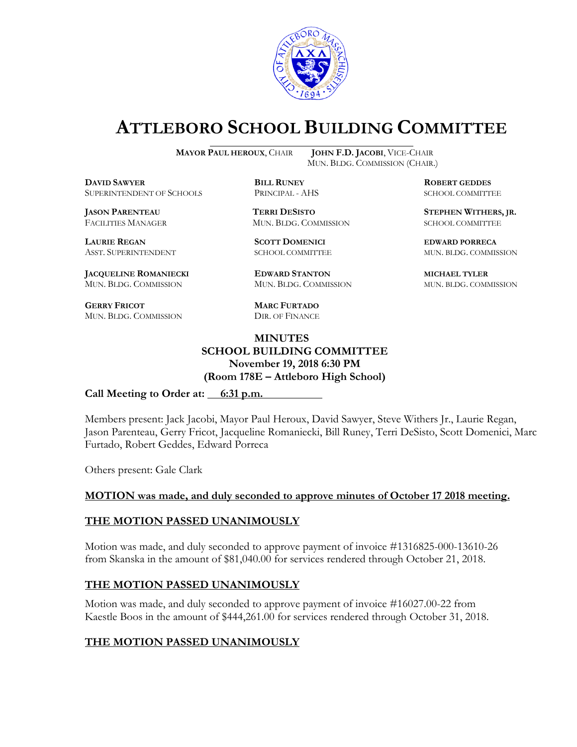# ATTLEBORO SCHOOL BUILDING COMMITTEE

**MAYOR PAUL HEROUX**, CHAIR **JOHN F.D. JACOBI**, VICE-CHAIR
MUN. BLDG. COMMISSION (CHAIR.)

**DAVID SAWYER**
SUPERINTENDENT OF SCHOOLS

**BILL RUNEY**
PRINCIPAL - AHS

**ROBERT GEDDES**
SCHOOL COMMITTEE

**JASON PARENTEAU**
FACILITIES MANAGER

**TERRI DESISTO**
MUN. BLDG. COMMISSION

**STEPHEN WITHERS, JR.**
SCHOOL COMMITTEE

**LAURIE REGAN**
ASST. SUPERINTENDENT

**SCOTT DOMENICI**
SCHOOL COMMITTEE

**EDWARD PORRECA**
MUN. BLDG. COMMISSION

**JACQUELINE ROMANIECKI**
MUN. BLDG. COMMISSION

**EDWARD STANTON**
MUN. BLDG. COMMISSION

**MICHAEL TYLER**
MUN. BLDG. COMMISSION

**GERRY FRICOT**
MUN. BLDG. COMMISSION

**MARC FURTADO**
DIR. OF FINANCE

**MINUTES**
**SCHOOL BUILDING COMMITTEE**
**November 19, 2018 6:30 PM**
**(Room 178E – Attleboro High School)**

**Call Meeting to Order at: 6:31 p.m.**

Members present: Jack Jacobi, Mayor Paul Heroux, David Sawyer, Steve Withers Jr., Laurie Regan, Jason Parenteau, Gerry Fricot, Jacqueline Romaniecki, Bill Runey, Terri DeSisto, Scott Domenici, Marc Furtado, Robert Geddes, Edward Porreca

Others present: Gale Clark

**MOTION was made, and duly seconded to approve minutes of October 17 2018 meeting.**

**THE MOTION PASSED UNANIMOUSLY**

Motion was made, and duly seconded to approve payment of invoice #1316825-000-13610-26 from Skanska in the amount of $81,040.00 for services rendered through October 21, 2018.

**THE MOTION PASSED UNANIMOUSLY**

Motion was made, and duly seconded to approve payment of invoice #16027.00-22 from Kaestle Boos in the amount of $444,261.00 for services rendered through October 31, 2018.

**THE MOTION PASSED UNANIMOUSLY**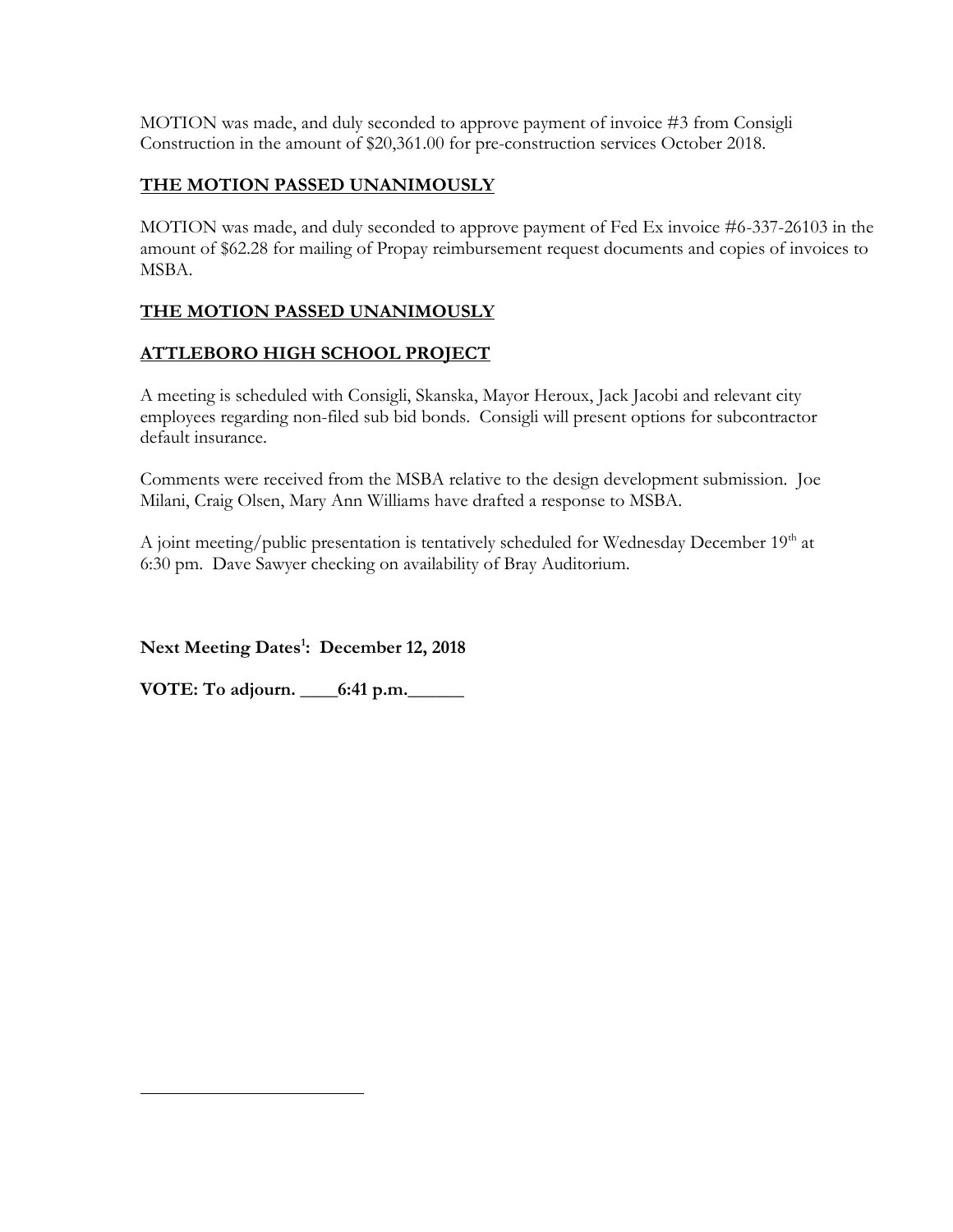MOTION was made, and duly seconded to approve payment of invoice #3 from Consigli Construction in the amount of $20,361.00 for pre-construction services October 2018.

**THE MOTION PASSED UNANIMOUSLY**

MOTION was made, and duly seconded to approve payment of Fed Ex invoice #6-337-26103 in the amount of $62.28 for mailing of Propay reimbursement request documents and copies of invoices to MSBA.

**THE MOTION PASSED UNANIMOUSLY**

**ATTLEBORO HIGH SCHOOL PROJECT**

A meeting is scheduled with Consigli, Skanska, Mayor Heroux, Jack Jacobi and relevant city employees regarding non-filed sub bid bonds. Consigli will present options for subcontractor default insurance.

Comments were received from the MSBA relative to the design development submission. Joe Milani, Craig Olsen, Mary Ann Williams have drafted a response to MSBA.

A joint meeting/public presentation is tentatively scheduled for Wednesday December 19th at 6:30 pm. Dave Sawyer checking on availability of Bray Auditorium.

**Next Meeting Dates[1]: December 12, 2018**

**VOTE: To adjourn. ____6:41 p.m.______**